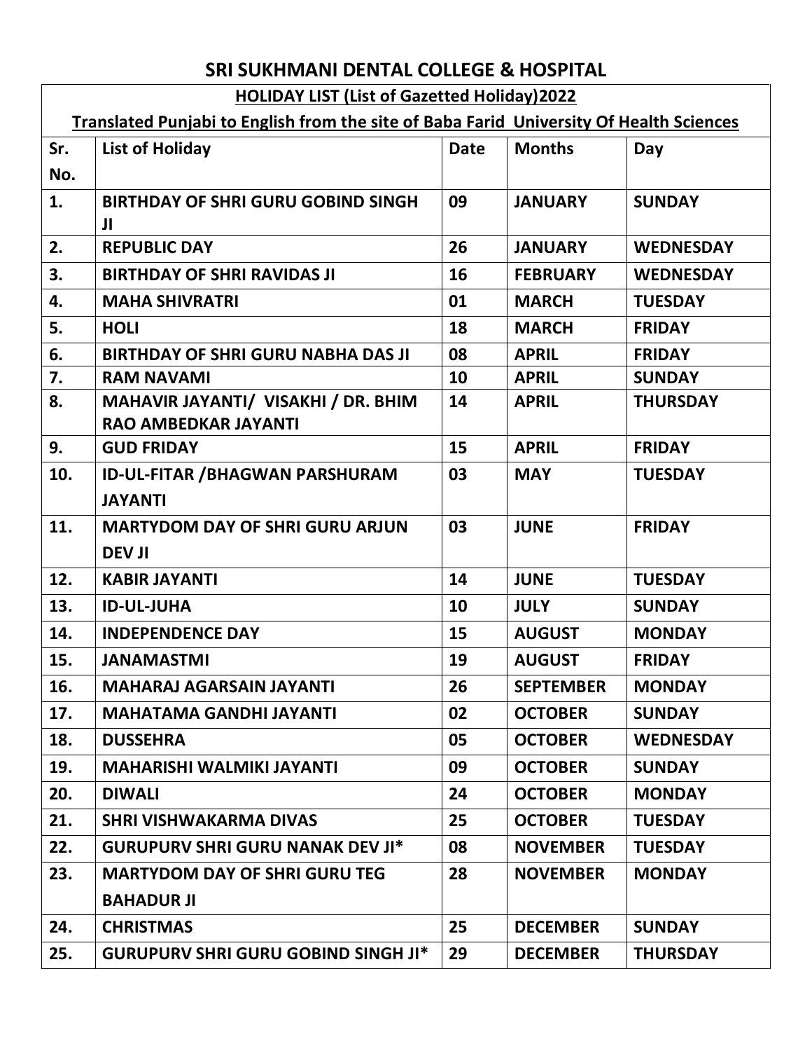# SRI SUKHMANI DENTAL COLLEGE & HOSPITAL

## HOLIDAY LIST (List of Gazetted Holiday)2022

**Translated Punjabi to English from the site of Baba Farid University Of Health Sciences**

| Sr. No. | List of Holiday | Date | Months | Day |
|---|---|---|---|---|
| 1. | BIRTHDAY OF SHRI GURU GOBIND SINGH JI | 09 | JANUARY | SUNDAY |
| 2. | REPUBLIC DAY | 26 | JANUARY | WEDNESDAY |
| 3. | BIRTHDAY OF SHRI RAVIDAS JI | 16 | FEBRUARY | WEDNESDAY |
| 4. | MAHA SHIVRATRI | 01 | MARCH | TUESDAY |
| 5. | HOLI | 18 | MARCH | FRIDAY |
| 6. | BIRTHDAY OF SHRI GURU NABHA DAS JI | 08 | APRIL | FRIDAY |
| 7. | RAM NAVAMI | 10 | APRIL | SUNDAY |
| 8. | MAHAVIR JAYANTI/ VISAKHI / DR. BHIM RAO AMBEDKAR JAYANTI | 14 | APRIL | THURSDAY |
| 9. | GUD FRIDAY | 15 | APRIL | FRIDAY |
| 10. | ID-UL-FITAR /BHAGWAN PARSHURAM JAYANTI | 03 | MAY | TUESDAY |
| 11. | MARTYDOM DAY OF SHRI GURU ARJUN DEV JI | 03 | JUNE | FRIDAY |
| 12. | KABIR JAYANTI | 14 | JUNE | TUESDAY |
| 13. | ID-UL-JUHA | 10 | JULY | SUNDAY |
| 14. | INDEPENDENCE DAY | 15 | AUGUST | MONDAY |
| 15. | JANAMASTMI | 19 | AUGUST | FRIDAY |
| 16. | MAHARAJ AGARSAIN JAYANTI | 26 | SEPTEMBER | MONDAY |
| 17. | MAHATAMA GANDHI JAYANTI | 02 | OCTOBER | SUNDAY |
| 18. | DUSSEHRA | 05 | OCTOBER | WEDNESDAY |
| 19. | MAHARISHI WALMIKI JAYANTI | 09 | OCTOBER | SUNDAY |
| 20. | DIWALI | 24 | OCTOBER | MONDAY |
| 21. | SHRI VISHWAKARMA DIVAS | 25 | OCTOBER | TUESDAY |
| 22. | GURUPURV SHRI GURU NANAK DEV JI* | 08 | NOVEMBER | TUESDAY |
| 23. | MARTYDOM DAY OF SHRI GURU TEG BAHADUR JI | 28 | NOVEMBER | MONDAY |
| 24. | CHRISTMAS | 25 | DECEMBER | SUNDAY |
| 25. | GURUPURV SHRI GURU GOBIND SINGH JI* | 29 | DECEMBER | THURSDAY |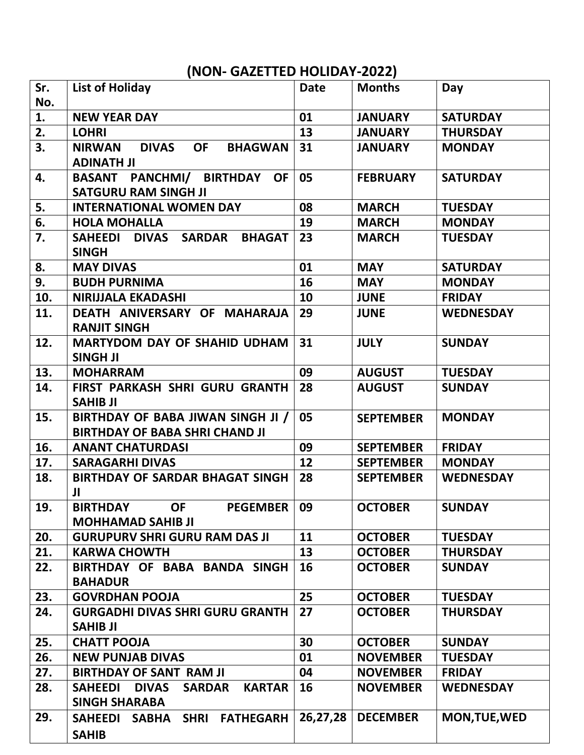# (NON- GAZETTED HOLIDAY-2022)

| Sr. No. | List of Holiday | Date | Months | Day |
|---|---|---|---|---|
| 1. | NEW YEAR DAY | 01 | JANUARY | SATURDAY |
| 2. | LOHRI | 13 | JANUARY | THURSDAY |
| 3. | NIRWAN DIVAS OF BHAGWAN ADINATH JI | 31 | JANUARY | MONDAY |
| 4. | BASANT PANCHMI/ BIRTHDAY OF SATGURU RAM SINGH JI | 05 | FEBRUARY | SATURDAY |
| 5. | INTERNATIONAL WOMEN DAY | 08 | MARCH | TUESDAY |
| 6. | HOLA MOHALLA | 19 | MARCH | MONDAY |
| 7. | SAHEEDI DIVAS SARDAR BHAGAT SINGH | 23 | MARCH | TUESDAY |
| 8. | MAY DIVAS | 01 | MAY | SATURDAY |
| 9. | BUDH PURNIMA | 16 | MAY | MONDAY |
| 10. | NIRIJJALA EKADASHI | 10 | JUNE | FRIDAY |
| 11. | DEATH ANIVERSARY OF MAHARAJA RANJIT SINGH | 29 | JUNE | WEDNESDAY |
| 12. | MARTYDOM DAY OF SHAHID UDHAM SINGH JI | 31 | JULY | SUNDAY |
| 13. | MOHARRAM | 09 | AUGUST | TUESDAY |
| 14. | FIRST PARKASH SHRI GURU GRANTH SAHIB JI | 28 | AUGUST | SUNDAY |
| 15. | BIRTHDAY OF BABA JIWAN SINGH JI / BIRTHDAY OF BABA SHRI CHAND JI | 05 | SEPTEMBER | MONDAY |
| 16. | ANANT CHATURDASI | 09 | SEPTEMBER | FRIDAY |
| 17. | SARAGARHI DIVAS | 12 | SEPTEMBER | MONDAY |
| 18. | BIRTHDAY OF SARDAR BHAGAT SINGH JI | 28 | SEPTEMBER | WEDNESDAY |
| 19. | BIRTHDAY OF PEGEMBER MOHHAMAD SAHIB JI | 09 | OCTOBER | SUNDAY |
| 20. | GURUPURV SHRI GURU RAM DAS JI | 11 | OCTOBER | TUESDAY |
| 21. | KARWA CHOWTH | 13 | OCTOBER | THURSDAY |
| 22. | BIRTHDAY OF BABA BANDA SINGH BAHADUR | 16 | OCTOBER | SUNDAY |
| 23. | GOVRDHAN POOJA | 25 | OCTOBER | TUESDAY |
| 24. | GURGADHI DIVAS SHRI GURU GRANTH SAHIB JI | 27 | OCTOBER | THURSDAY |
| 25. | CHATT POOJA | 30 | OCTOBER | SUNDAY |
| 26. | NEW PUNJAB DIVAS | 01 | NOVEMBER | TUESDAY |
| 27. | BIRTHDAY OF SANT RAM JI | 04 | NOVEMBER | FRIDAY |
| 28. | SAHEEDI DIVAS SARDAR KARTAR SINGH SHARABA | 16 | NOVEMBER | WEDNESDAY |
| 29. | SAHEEDI SABHA SHRI FATHEGARH SAHIB | 26,27,28 | DECEMBER | MON,TUE,WED |